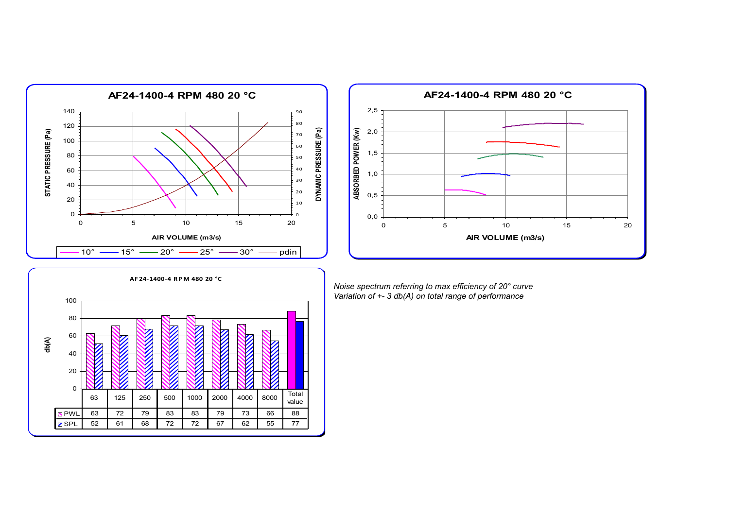## AF24-1400-4 RPM 480 20 °C

STATIC PRESSURE (Pa) / DYNAMIC PRESSURE (Pa) vs AIR VOLUME (m3/s)

Legend: 10° — 15° — 20° — 25° — 30° — pdin

## AF24-1400-4 RPM 480 20 °C

ABSORBED POWER (Kw) vs AIR VOLUME (m3/s)

## AF24-1400-4 RPM 480 20 °C

db(A)

| | 63 | 125 | 250 | 500 | 1000 | 2000 | 4000 | 8000 | Total value |
|---|---|---|---|---|---|---|---|---|---|
| PWL | 63 | 72 | 79 | 83 | 83 | 79 | 73 | 66 | 88 |
| SPL | 52 | 61 | 68 | 72 | 72 | 67 | 62 | 55 | 77 |

*Noise spectrum referring to max efficiency of 20° curve*
*Variation of +- 3 db(A) on total range of performance*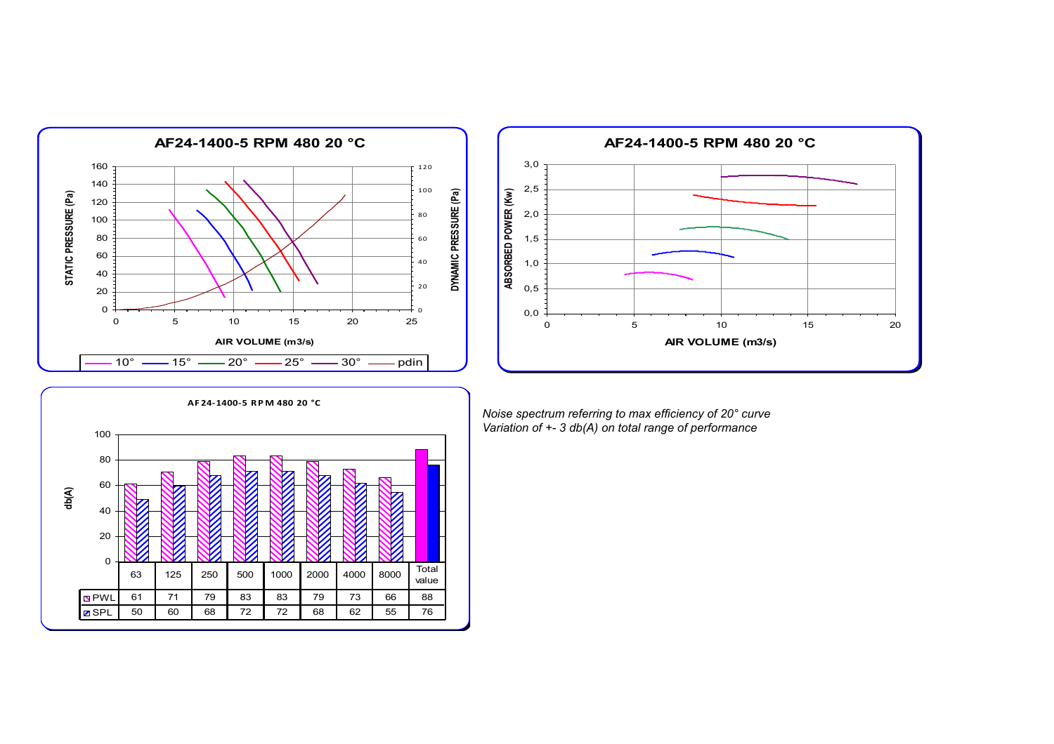## AF24-1400-5 RPM 480 20 °C

## AF24-1400-5 RPM 480 20 °C

## AF24-1400-5 RPM 480 20 °C

| | 63 | 125 | 250 | 500 | 1000 | 2000 | 4000 | 8000 | Total value |
|---|---|---|---|---|---|---|---|---|---|
| PWL | 61 | 71 | 79 | 83 | 83 | 79 | 73 | 66 | 88 |
| SPL | 50 | 60 | 68 | 72 | 72 | 68 | 62 | 55 | 76 |

*Noise spectrum referring to max efficiency of 20° curve*
*Variation of +- 3 db(A) on total range of performance*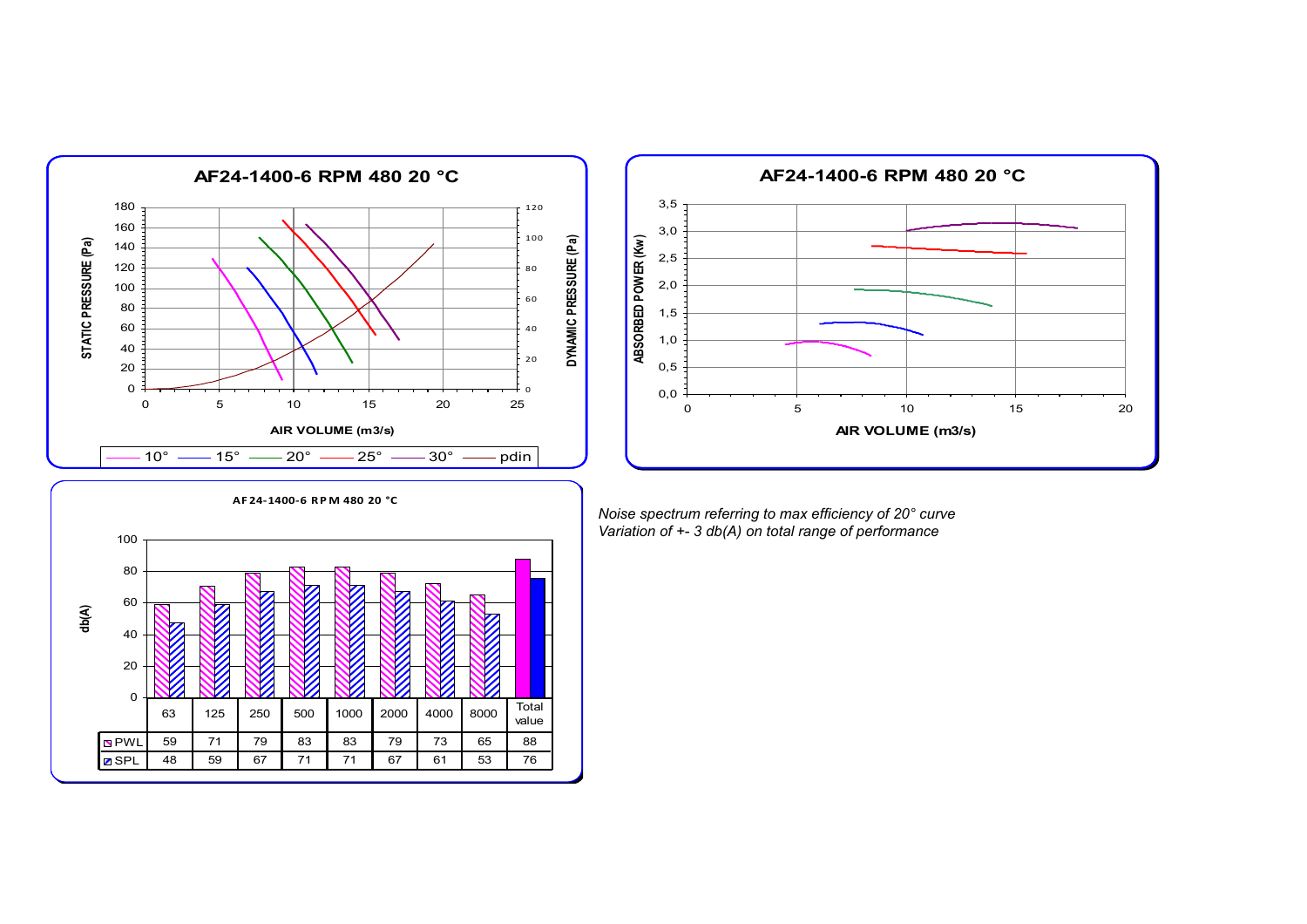## AF24-1400-6 RPM 480 20 °C

STATIC PRESSURE (Pa) / DYNAMIC PRESSURE (Pa) vs AIR VOLUME (m3/s)

Legend: 10°, 15°, 20°, 25°, 30°, pdin

## AF24-1400-6 RPM 480 20 °C

ABSORBED POWER (Kw) vs AIR VOLUME (m3/s)

## AF24-1400-6 RPM 480 20 °C

db(A)

|  | 63 | 125 | 250 | 500 | 1000 | 2000 | 4000 | 8000 | Total value |
|---|---|---|---|---|---|---|---|---|---|
| PWL | 59 | 71 | 79 | 83 | 83 | 79 | 73 | 65 | 88 |
| SPL | 48 | 59 | 67 | 71 | 71 | 67 | 61 | 53 | 76 |

*Noise spectrum referring to max efficiency of 20° curve*
*Variation of +- 3 db(A) on total range of performance*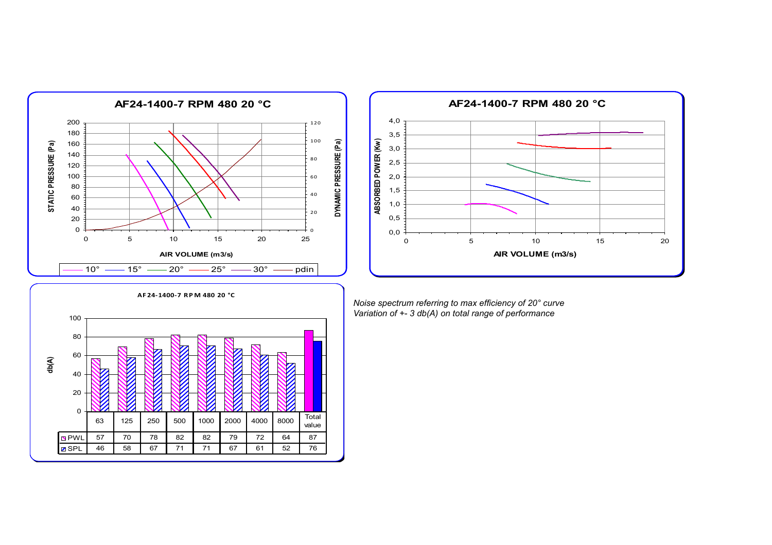## AF24-1400-7 RPM 480 20 °C

STATIC PRESSURE (Pa) / DYNAMIC PRESSURE (Pa) vs AIR VOLUME (m3/s)

Legend: 10° — 15° — 20° — 25° — 30° — pdin

## AF24-1400-7 RPM 480 20 °C

ABSORBED POWER (Kw) vs AIR VOLUME (m3/s)

## AF24-1400-7 RPM 480 20 °C

db(A)

| | 63 | 125 | 250 | 500 | 1000 | 2000 | 4000 | 8000 | Total value |
|---|---|---|---|---|---|---|---|---|---|
| PWL | 57 | 70 | 78 | 82 | 82 | 79 | 72 | 64 | 87 |
| SPL | 46 | 58 | 67 | 71 | 71 | 67 | 61 | 52 | 76 |

*Noise spectrum referring to max efficiency of 20° curve*
*Variation of +- 3 db(A) on total range of performance*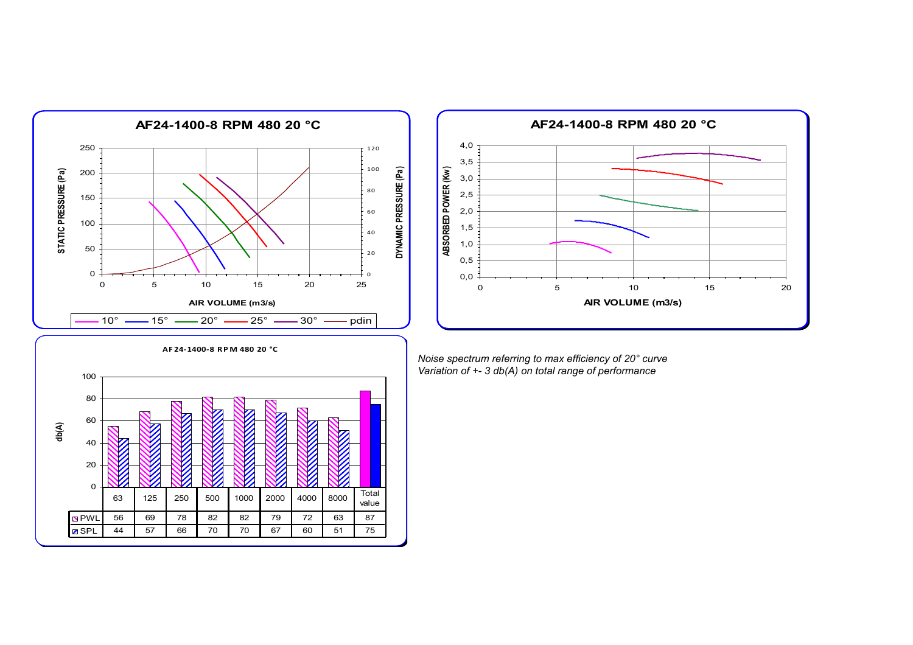**AF24-1400-8 RPM 480 20 °C**

STATIC PRESSURE (Pa)

250
200
150
100
50
0

DYNAMIC PRESSURE (Pa)

120
100
80
60
40
20
0

0 5 10 15 20 25

AIR VOLUME (m3/s)

10° 15° 20° 25° 30° pdin

**AF24-1400-8 RPM 480 20 °C**

ABSORBED POWER (Kw)

4,0
3,5
3,0
2,5
2,0
1,5
1,0
0,5
0,0

0 5 10 15 20

AIR VOLUME (m3/s)

**AF24-1400-8 RPM 480 20 °C**

db(A)

100
80
60
40
20
0

| | 63 | 125 | 250 | 500 | 1000 | 2000 | 4000 | 8000 | Total value |
|---|---|---|---|---|---|---|---|---|---|
| PWL | 56 | 69 | 78 | 82 | 82 | 79 | 72 | 63 | 87 |
| SPL | 44 | 57 | 66 | 70 | 70 | 67 | 60 | 51 | 75 |

*Noise spectrum referring to max efficiency of 20° curve*
*Variation of +- 3 db(A) on total range of performance*